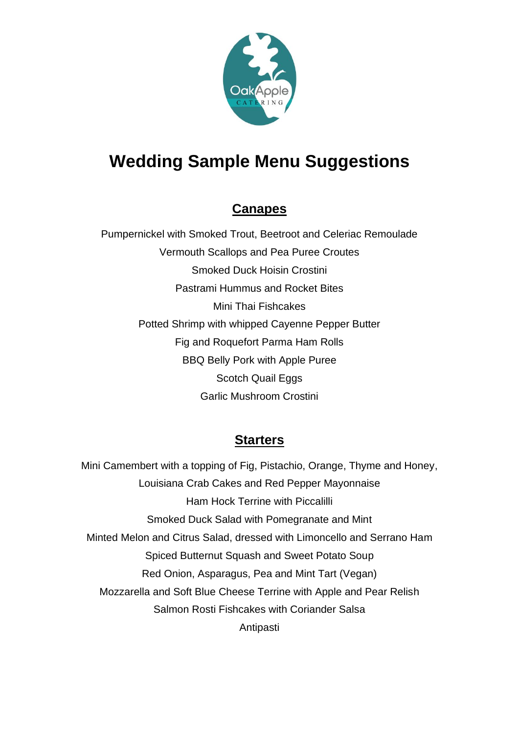# Wedding Sample Menu Suggestions

## Canapes

Pumpernickel with Smoked Trout, Beetroot and Celeriac Remoulade

Vermouth Scallops and Pea Puree Croutes

Smoked Duck Hoisin Crostini

Pastrami Hummus and Rocket Bites

Mini Thai Fishcakes

Potted Shrimp with whipped Cayenne Pepper Butter

Fig and Roquefort Parma Ham Rolls

BBQ Belly Pork with Apple Puree

Scotch Quail Eggs

Garlic Mushroom Crostini

## Starters

Mini Camembert with a topping of Fig, Pistachio, Orange, Thyme and Honey,

Louisiana Crab Cakes and Red Pepper Mayonnaise

Ham Hock Terrine with Piccalilli

Smoked Duck Salad with Pomegranate and Mint

Minted Melon and Citrus Salad, dressed with Limoncello and Serrano Ham

Spiced Butternut Squash and Sweet Potato Soup

Red Onion, Asparagus, Pea and Mint Tart (Vegan)

Mozzarella and Soft Blue Cheese Terrine with Apple and Pear Relish

Salmon Rosti Fishcakes with Coriander Salsa

Antipasti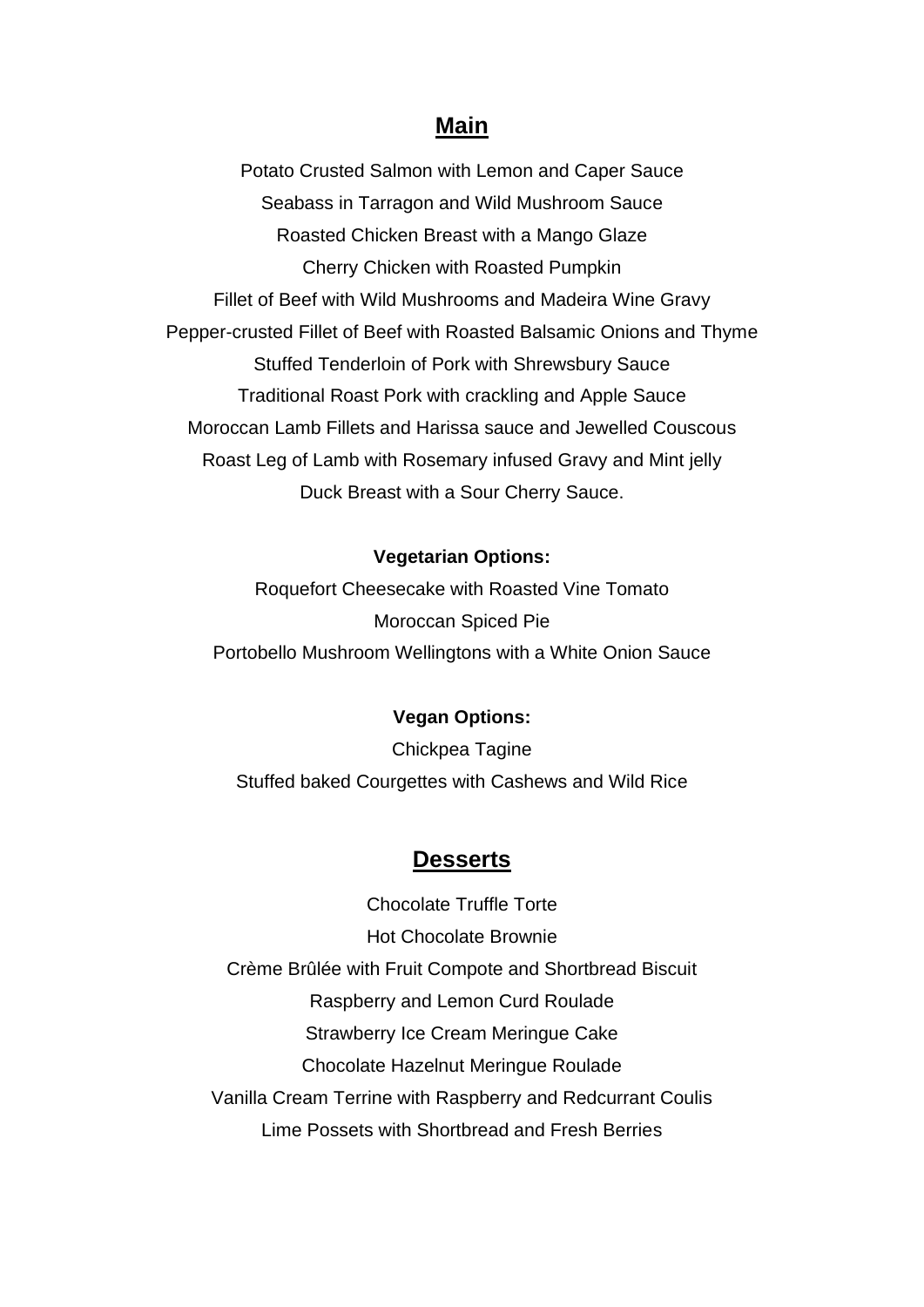## Main

Potato Crusted Salmon with Lemon and Caper Sauce

Seabass in Tarragon and Wild Mushroom Sauce

Roasted Chicken Breast with a Mango Glaze

Cherry Chicken with Roasted Pumpkin

Fillet of Beef with Wild Mushrooms and Madeira Wine Gravy

Pepper-crusted Fillet of Beef with Roasted Balsamic Onions and Thyme

Stuffed Tenderloin of Pork with Shrewsbury Sauce

Traditional Roast Pork with crackling and Apple Sauce

Moroccan Lamb Fillets and Harissa sauce and Jewelled Couscous

Roast Leg of Lamb with Rosemary infused Gravy and Mint jelly

Duck Breast with a Sour Cherry Sauce.

**Vegetarian Options:**

Roquefort Cheesecake with Roasted Vine Tomato

Moroccan Spiced Pie

Portobello Mushroom Wellingtons with a White Onion Sauce

**Vegan Options:**

Chickpea Tagine

Stuffed baked Courgettes with Cashews and Wild Rice

## Desserts

Chocolate Truffle Torte

Hot Chocolate Brownie

Crème Brûlée with Fruit Compote and Shortbread Biscuit

Raspberry and Lemon Curd Roulade

Strawberry Ice Cream Meringue Cake

Chocolate Hazelnut Meringue Roulade

Vanilla Cream Terrine with Raspberry and Redcurrant Coulis

Lime Possets with Shortbread and Fresh Berries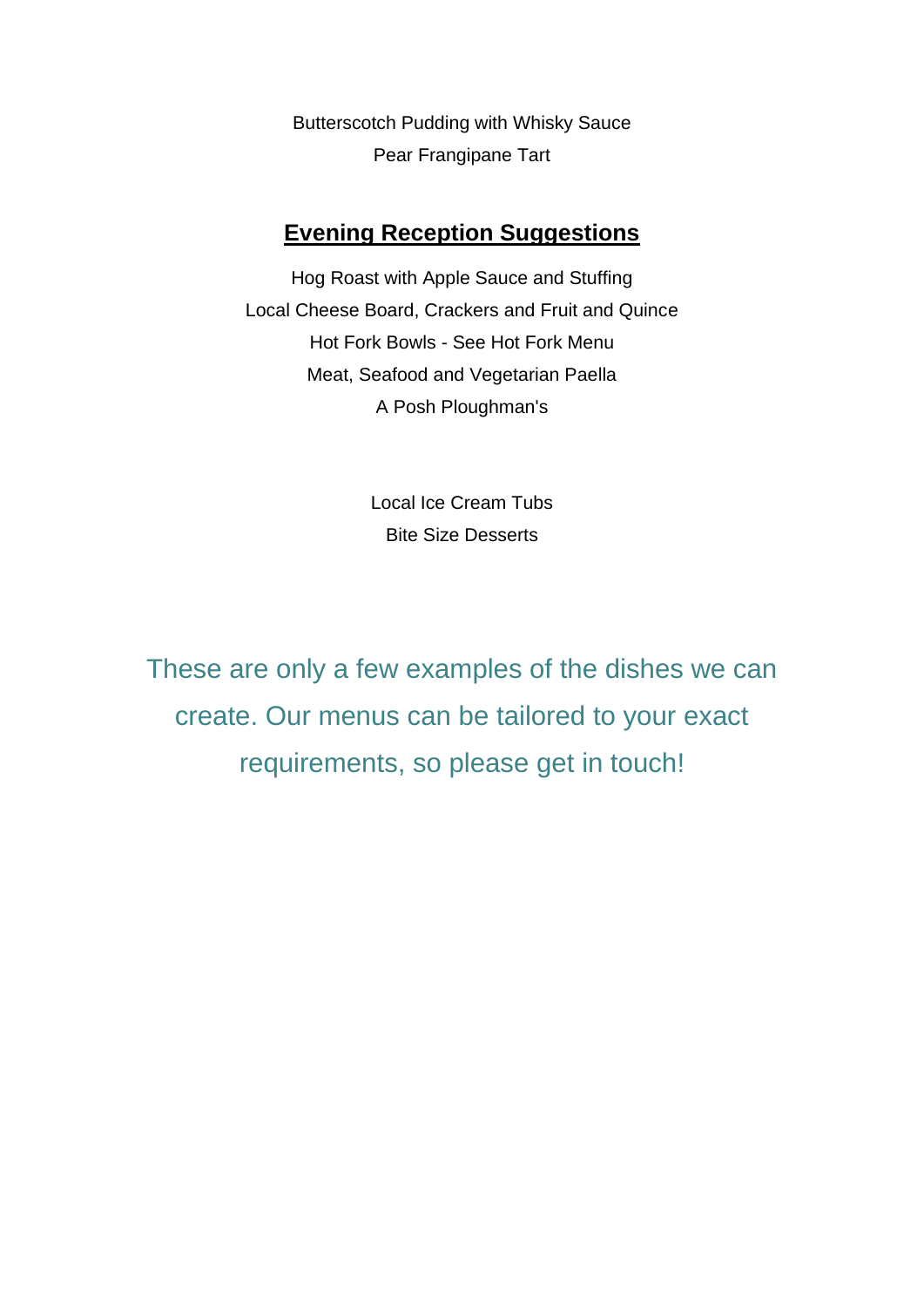Butterscotch Pudding with Whisky Sauce

Pear Frangipane Tart

## **Evening Reception Suggestions**

Hog Roast with Apple Sauce and Stuffing

Local Cheese Board, Crackers and Fruit and Quince

Hot Fork Bowls - See Hot Fork Menu

Meat, Seafood and Vegetarian Paella

A Posh Ploughman's

Local Ice Cream Tubs

Bite Size Desserts

These are only a few examples of the dishes we can create. Our menus can be tailored to your exact requirements, so please get in touch!